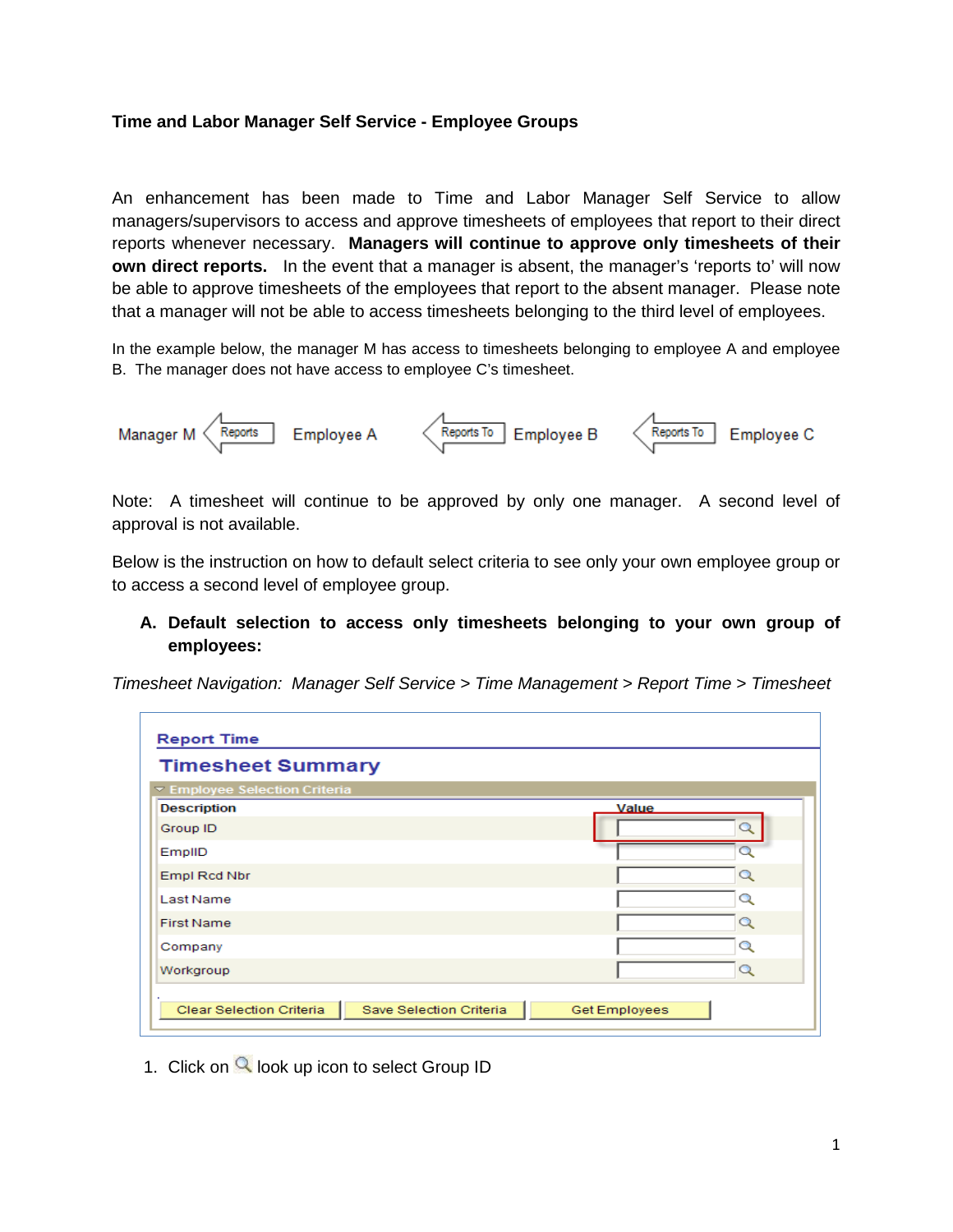# Time and Labor Manager Self Service - Employee Groups

An enhancement has been made to Time and Labor Manager Self Service to allow managers/supervisors to access and approve timesheets of employees that report to their direct reports whenever necessary. **Managers will continue to approve only timesheets of their own direct reports.** In the event that a manager is absent, the manager's 'reports to' will now be able to approve timesheets of the employees that report to the absent manager. Please note that a manager will not be able to access timesheets belonging to the third level of employees.

In the example below, the manager M has access to timesheets belonging to employee A and employee B. The manager does not have access to employee C's timesheet.

Manager M ⟵ Reports ⟵ Employee A ⟵ Reports To ⟵ Employee B ⟵ Reports To ⟵ Employee C

Note: A timesheet will continue to be approved by only one manager. A second level of approval is not available.

Below is the instruction on how to default select criteria to see only your own employee group or to access a second level of employee group.

**A. Default selection to access only timesheets belonging to your own group of employees:**

*Timesheet Navigation: Manager Self Service > Time Management > Report Time > Timesheet*

**Report Time**

**Timesheet Summary**

Employee Selection Criteria

| Description | Value |
|---|---|
| Group ID | |
| EmplID | |
| Empl Rcd Nbr | |
| Last Name | |
| First Name | |
| Company | |
| Workgroup | |

Clear Selection Criteria | Save Selection Criteria | Get Employees

1. Click on look up icon to select Group ID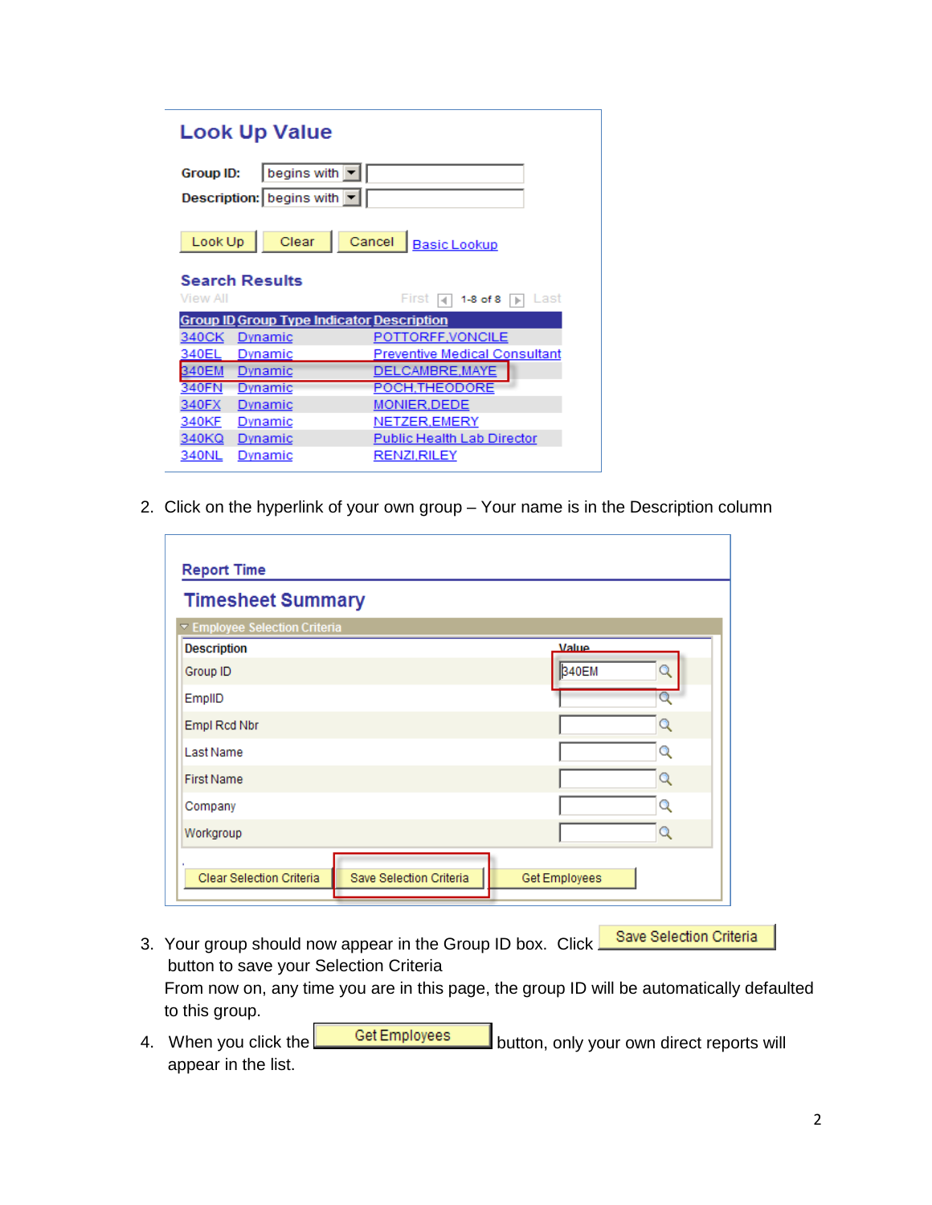## Look Up Value

Group ID: begins with

Description: begins with

Look Up | Clear | Cancel | Basic Lookup

### Search Results

View All — First 1-8 of 8 Last

| Group ID | Group Type Indicator | Description |
|---|---|---|
| 340CK | Dynamic | POTTORFF,VONCILE |
| 340EL | Dynamic | Preventive Medical Consultant |
| 340EM | Dynamic | DELCAMBRE,MAYE |
| 340FN | Dynamic | POCH,THEODORE |
| 340FX | Dynamic | MONIER,DEDE |
| 340KF | Dynamic | NETZER,EMERY |
| 340KQ | Dynamic | Public Health Lab Director |
| 340NL | Dynamic | RENZI,RILEY |

2. Click on the hyperlink of your own group – Your name is in the Description column

## Report Time

### Timesheet Summary

Employee Selection Criteria

| Description | Value |
|---|---|
| Group ID | 340EM |
| EmplID | |
| Empl Rcd Nbr | |
| Last Name | |
| First Name | |
| Company | |
| Workgroup | |

Clear Selection Criteria | Save Selection Criteria | Get Employees

3. Your group should now appear in the Group ID box. Click **Save Selection Criteria** button to save your Selection Criteria
   From now on, any time you are in this page, the group ID will be automatically defaulted to this group.
4. When you click the **Get Employees** button, only your own direct reports will appear in the list.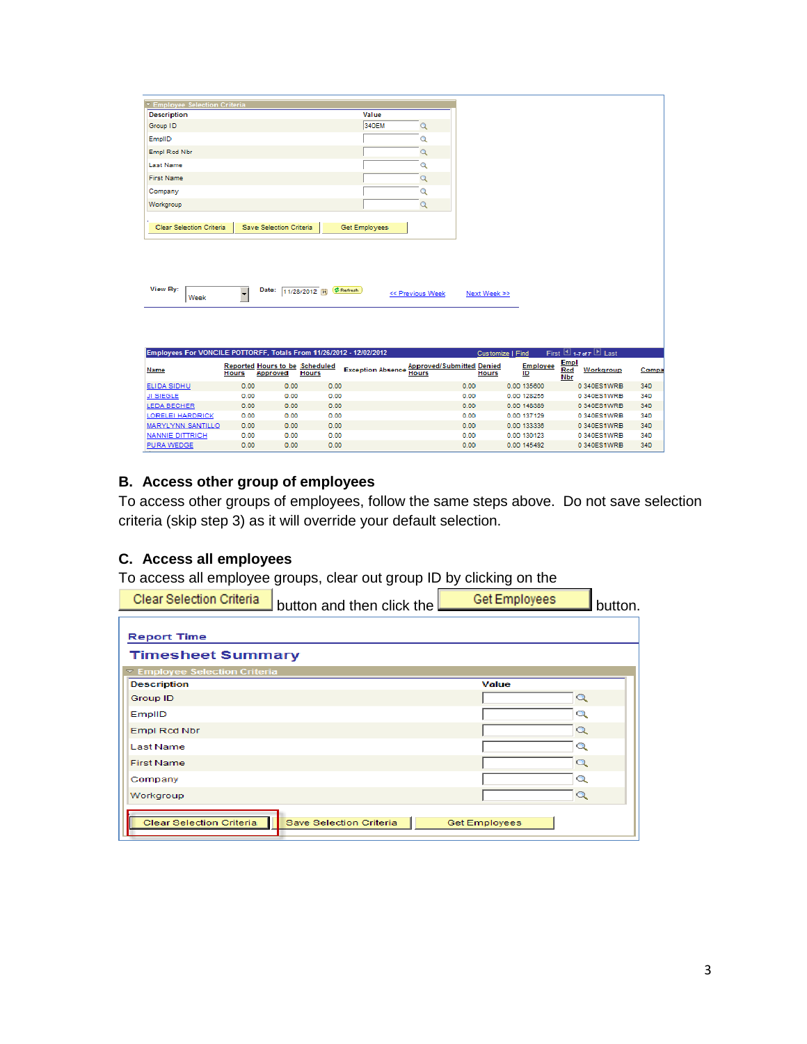| Description | Value |
|---|---|
| Group ID | 340EM |
| EmplID | |
| Empl Rcd Nbr | |
| Last Name | |
| First Name | |
| Company | |
| Workgroup | |

Clear Selection Criteria | Save Selection Criteria | Get Employees

View By: Week    Date: 11/28/2012    Refresh    << Previous Week    Next Week >>

Employees For VONCILE POTTORFF, Totals From 11/26/2012 - 12/02/2012

| Name | Reported Hours | Hours to be Approved | Scheduled Hours | Exception Absence | Approved/Submitted Hours | Denied Hours | Employee ID | Empl Rcd Nbr | Workgroup | Compa |
|---|---|---|---|---|---|---|---|---|---|---|
| ELIDA SIDHU | 0.00 | 0.00 | 0.00 | | 0.00 | 0.00 | 135600 | 0 | 340ES1WRB | 340 |
| JI SIEGLE | 0.00 | 0.00 | 0.00 | | 0.00 | 0.00 | 128255 | 0 | 340ES1WRB | 340 |
| LEDA BECHER | 0.00 | 0.00 | 0.00 | | 0.00 | 0.00 | 148389 | 0 | 340ES1WRB | 340 |
| LORELEI HARDRICK | 0.00 | 0.00 | 0.00 | | 0.00 | 0.00 | 137129 | 0 | 340ES1WRB | 340 |
| MARYLYNN SANTILLO | 0.00 | 0.00 | 0.00 | | 0.00 | 0.00 | 133336 | 0 | 340ES1WRB | 340 |
| NANNIE DITTRICH | 0.00 | 0.00 | 0.00 | | 0.00 | 0.00 | 130123 | 0 | 340ES1WRB | 340 |
| PURA WEDGE | 0.00 | 0.00 | 0.00 | | 0.00 | 0.00 | 145492 | 0 | 340ES1WRB | 340 |

## B. Access other group of employees

To access other groups of employees, follow the same steps above. Do not save selection criteria (skip step 3) as it will override your default selection.

## C. Access all employees

To access all employee groups, clear out group ID by clicking on the **Clear Selection Criteria** button and then click the **Get Employees** button.

**Report Time**

**Timesheet Summary**

Employee Selection Criteria

| Description | Value |
|---|---|
| Group ID | |
| EmplID | |
| Empl Rcd Nbr | |
| Last Name | |
| First Name | |
| Company | |
| Workgroup | |

Clear Selection Criteria | Save Selection Criteria | Get Employees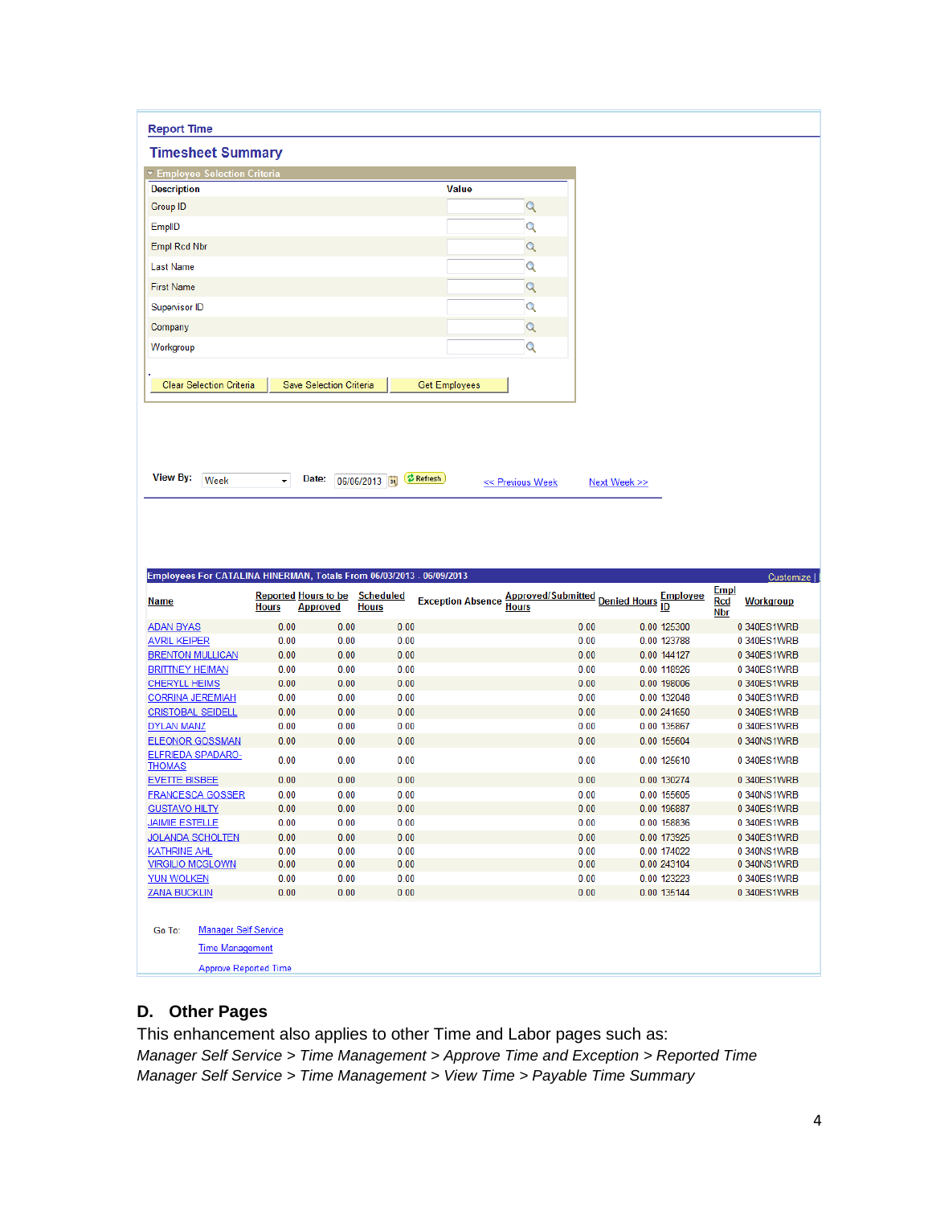Report Time

## Timesheet Summary

Employee Selection Criteria

| Description | Value |
|---|---|
| Group ID | |
| EmplID | |
| Empl Rcd Nbr | |
| Last Name | |
| First Name | |
| Supervisor ID | |
| Company | |
| Workgroup | |

Clear Selection Criteria | Save Selection Criteria | Get Employees

View By: Week Date: 06/06/2013 Refresh << Previous Week Next Week >>

Employees For CATALINA HINERMAN, Totals From 06/03/2013 - 06/09/2013 Customize

| Name | Reported Hours | Hours to be Approved | Scheduled Hours | Exception Absence | Approved/Submitted Hours | Denied Hours | Employee ID | Empl Rcd Nbr | Workgroup |
|---|---|---|---|---|---|---|---|---|---|
| ADAN BYAS | 0.00 | 0.00 | 0.00 | | 0.00 | 0.00 | 125300 | 0 | 340ES1WRB |
| AVRIL KEIPER | 0.00 | 0.00 | 0.00 | | 0.00 | 0.00 | 123788 | 0 | 340ES1WRB |
| BRENTON MULLICAN | 0.00 | 0.00 | 0.00 | | 0.00 | 0.00 | 144127 | 0 | 340ES1WRB |
| BRITTNEY HEIMAN | 0.00 | 0.00 | 0.00 | | 0.00 | 0.00 | 118926 | 0 | 340ES1WRB |
| CHERYLL HEIMS | 0.00 | 0.00 | 0.00 | | 0.00 | 0.00 | 198006 | 0 | 340ES1WRB |
| CORRINA JEREMIAH | 0.00 | 0.00 | 0.00 | | 0.00 | 0.00 | 132048 | 0 | 340ES1WRB |
| CRISTOBAL SEIDELL | 0.00 | 0.00 | 0.00 | | 0.00 | 0.00 | 241650 | 0 | 340ES1WRB |
| DYLAN MANZ | 0.00 | 0.00 | 0.00 | | 0.00 | 0.00 | 135867 | 0 | 340ES1WRB |
| ELEONOR GOSSMAN | 0.00 | 0.00 | 0.00 | | 0.00 | 0.00 | 155604 | 0 | 340NS1WRB |
| ELFRIEDA SPADARO-THOMAS | 0.00 | 0.00 | 0.00 | | 0.00 | 0.00 | 125610 | 0 | 340ES1WRB |
| EVETTE BISBEE | 0.00 | 0.00 | 0.00 | | 0.00 | 0.00 | 130274 | 0 | 340ES1WRB |
| FRANCESCA GOSSER | 0.00 | 0.00 | 0.00 | | 0.00 | 0.00 | 155605 | 0 | 340NS1WRB |
| GUSTAVO HILTY | 0.00 | 0.00 | 0.00 | | 0.00 | 0.00 | 196887 | 0 | 340ES1WRB |
| JAIMIE ESTELLE | 0.00 | 0.00 | 0.00 | | 0.00 | 0.00 | 158836 | 0 | 340ES1WRB |
| JOLANDA SCHOLTEN | 0.00 | 0.00 | 0.00 | | 0.00 | 0.00 | 173925 | 0 | 340ES1WRB |
| KATHRINE AHL | 0.00 | 0.00 | 0.00 | | 0.00 | 0.00 | 174022 | 0 | 340NS1WRB |
| VIRGILIO MCGLOWN | 0.00 | 0.00 | 0.00 | | 0.00 | 0.00 | 243104 | 0 | 340NS1WRB |
| YUN WOLKEN | 0.00 | 0.00 | 0.00 | | 0.00 | 0.00 | 123223 | 0 | 340ES1WRB |
| ZANA BUCKLIN | 0.00 | 0.00 | 0.00 | | 0.00 | 0.00 | 135144 | 0 | 340ES1WRB |

Go To: Manager Self Service

Time Management

Approve Reported Time

## D. Other Pages

This enhancement also applies to other Time and Labor pages such as:

*Manager Self Service > Time Management > Approve Time and Exception > Reported Time*

*Manager Self Service > Time Management > View Time > Payable Time Summary*